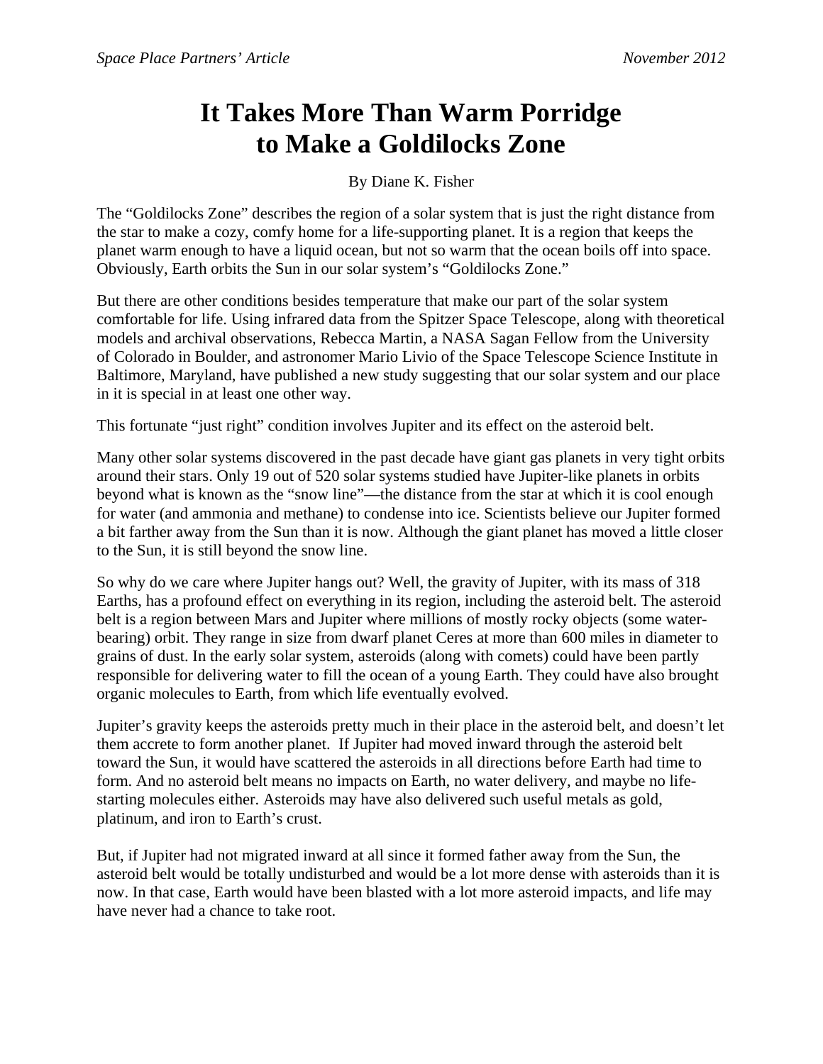# It Takes More Than Warm Porridge to Make a Goldilocks Zone

By Diane K. Fisher

The "Goldilocks Zone" describes the region of a solar system that is just the right distance from the star to make a cozy, comfy home for a life-supporting planet. It is a region that keeps the planet warm enough to have a liquid ocean, but not so warm that the ocean boils off into space. Obviously, Earth orbits the Sun in our solar system's "Goldilocks Zone."

But there are other conditions besides temperature that make our part of the solar system comfortable for life. Using infrared data from the Spitzer Space Telescope, along with theoretical models and archival observations, Rebecca Martin, a NASA Sagan Fellow from the University of Colorado in Boulder, and astronomer Mario Livio of the Space Telescope Science Institute in Baltimore, Maryland, have published a new study suggesting that our solar system and our place in it is special in at least one other way.

This fortunate "just right" condition involves Jupiter and its effect on the asteroid belt.

Many other solar systems discovered in the past decade have giant gas planets in very tight orbits around their stars. Only 19 out of 520 solar systems studied have Jupiter-like planets in orbits beyond what is known as the "snow line"—the distance from the star at which it is cool enough for water (and ammonia and methane) to condense into ice. Scientists believe our Jupiter formed a bit farther away from the Sun than it is now. Although the giant planet has moved a little closer to the Sun, it is still beyond the snow line.

So why do we care where Jupiter hangs out? Well, the gravity of Jupiter, with its mass of 318 Earths, has a profound effect on everything in its region, including the asteroid belt. The asteroid belt is a region between Mars and Jupiter where millions of mostly rocky objects (some water-bearing) orbit. They range in size from dwarf planet Ceres at more than 600 miles in diameter to grains of dust. In the early solar system, asteroids (along with comets) could have been partly responsible for delivering water to fill the ocean of a young Earth. They could have also brought organic molecules to Earth, from which life eventually evolved.

Jupiter's gravity keeps the asteroids pretty much in their place in the asteroid belt, and doesn't let them accrete to form another planet. If Jupiter had moved inward through the asteroid belt toward the Sun, it would have scattered the asteroids in all directions before Earth had time to form. And no asteroid belt means no impacts on Earth, no water delivery, and maybe no life-starting molecules either. Asteroids may have also delivered such useful metals as gold, platinum, and iron to Earth's crust.

But, if Jupiter had not migrated inward at all since it formed father away from the Sun, the asteroid belt would be totally undisturbed and would be a lot more dense with asteroids than it is now. In that case, Earth would have been blasted with a lot more asteroid impacts, and life may have never had a chance to take root.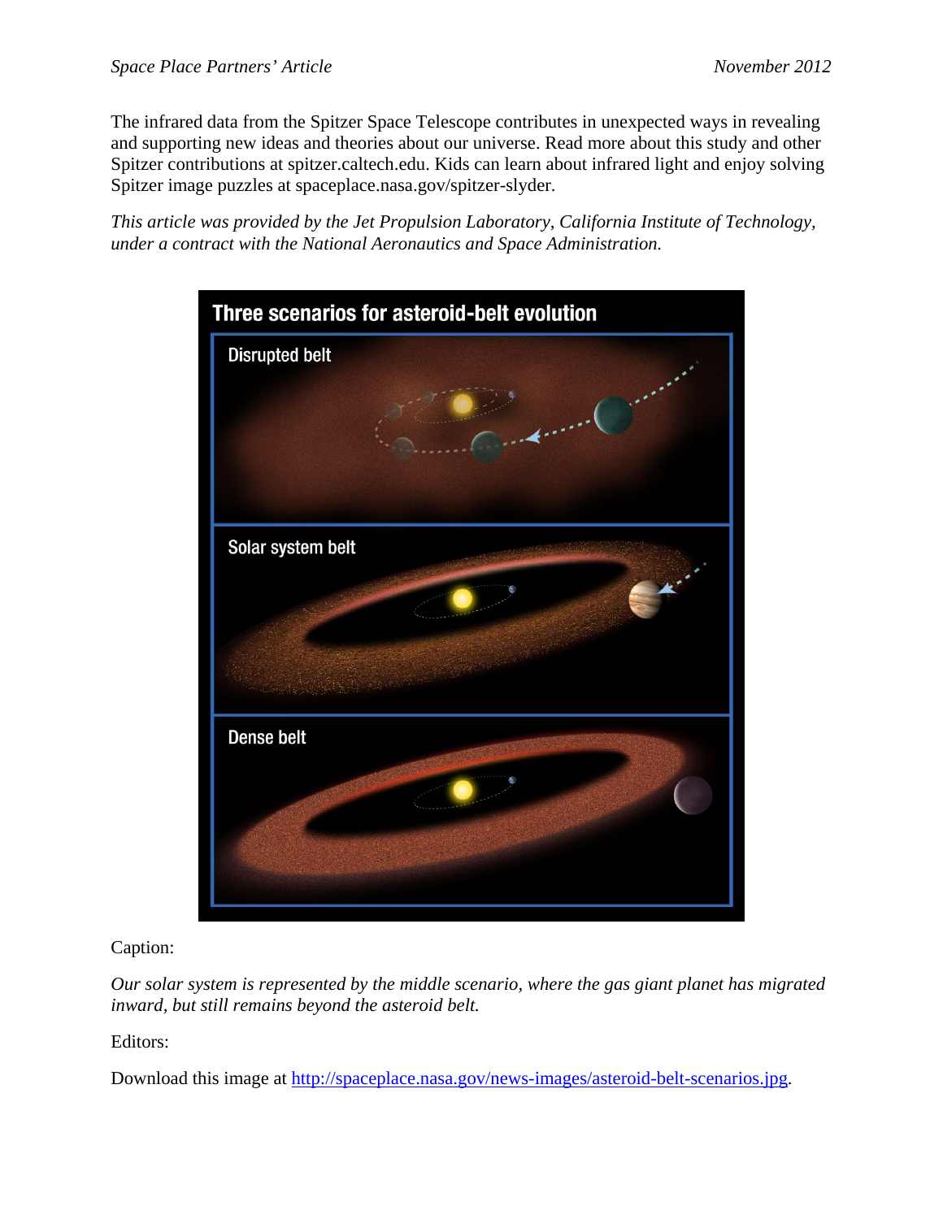The infrared data from the Spitzer Space Telescope contributes in unexpected ways in revealing and supporting new ideas and theories about our universe. Read more about this study and other Spitzer contributions at spitzer.caltech.edu. Kids can learn about infrared light and enjoy solving Spitzer image puzzles at spaceplace.nasa.gov/spitzer-slyder.

*This article was provided by the Jet Propulsion Laboratory, California Institute of Technology, under a contract with the National Aeronautics and Space Administration.*

Three scenarios for asteroid-belt evolution

Disrupted belt

Solar system belt

Dense belt

Caption:

*Our solar system is represented by the middle scenario, where the gas giant planet has migrated inward, but still remains beyond the asteroid belt.*

Editors:

Download this image at [http://spaceplace.nasa.gov/news-images/asteroid-belt-scenarios.jpg](http://spaceplace.nasa.gov/news-images/asteroid-belt-scenarios.jpg).